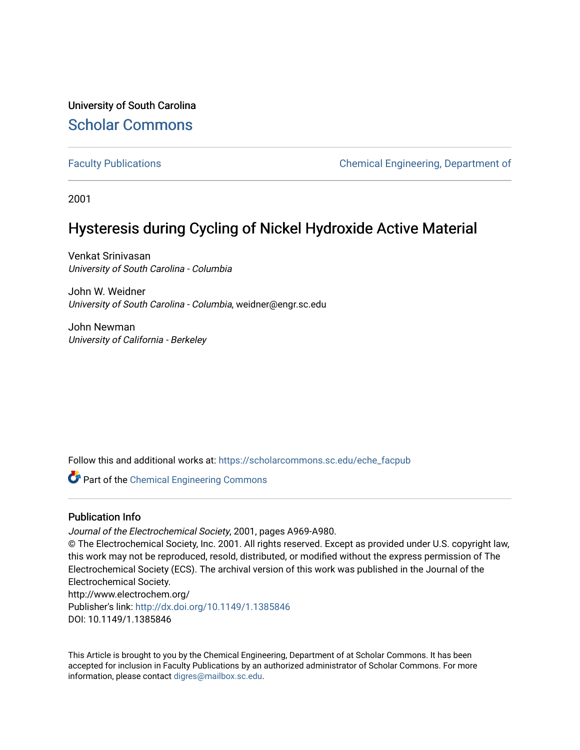University of South Carolina

## Scholar Commons

Faculty Publications | Chemical Engineering, Department of

2001

# Hysteresis during Cycling of Nickel Hydroxide Active Material

Venkat Srinivasan
*University of South Carolina - Columbia*

John W. Weidner
*University of South Carolina - Columbia*, weidner@engr.sc.edu

John Newman
*University of California - Berkeley*

Follow this and additional works at: https://scholarcommons.sc.edu/eche_facpub

Part of the Chemical Engineering Commons

### Publication Info

*Journal of the Electrochemical Society*, 2001, pages A969-A980.
© The Electrochemical Society, Inc. 2001. All rights reserved. Except as provided under U.S. copyright law, this work may not be reproduced, resold, distributed, or modified without the express permission of The Electrochemical Society (ECS). The archival version of this work was published in the Journal of the Electrochemical Society.
http://www.electrochem.org/
Publisher's link: http://dx.doi.org/10.1149/1.1385846
DOI: 10.1149/1.1385846

This Article is brought to you by the Chemical Engineering, Department of at Scholar Commons. It has been accepted for inclusion in Faculty Publications by an authorized administrator of Scholar Commons. For more information, please contact digres@mailbox.sc.edu.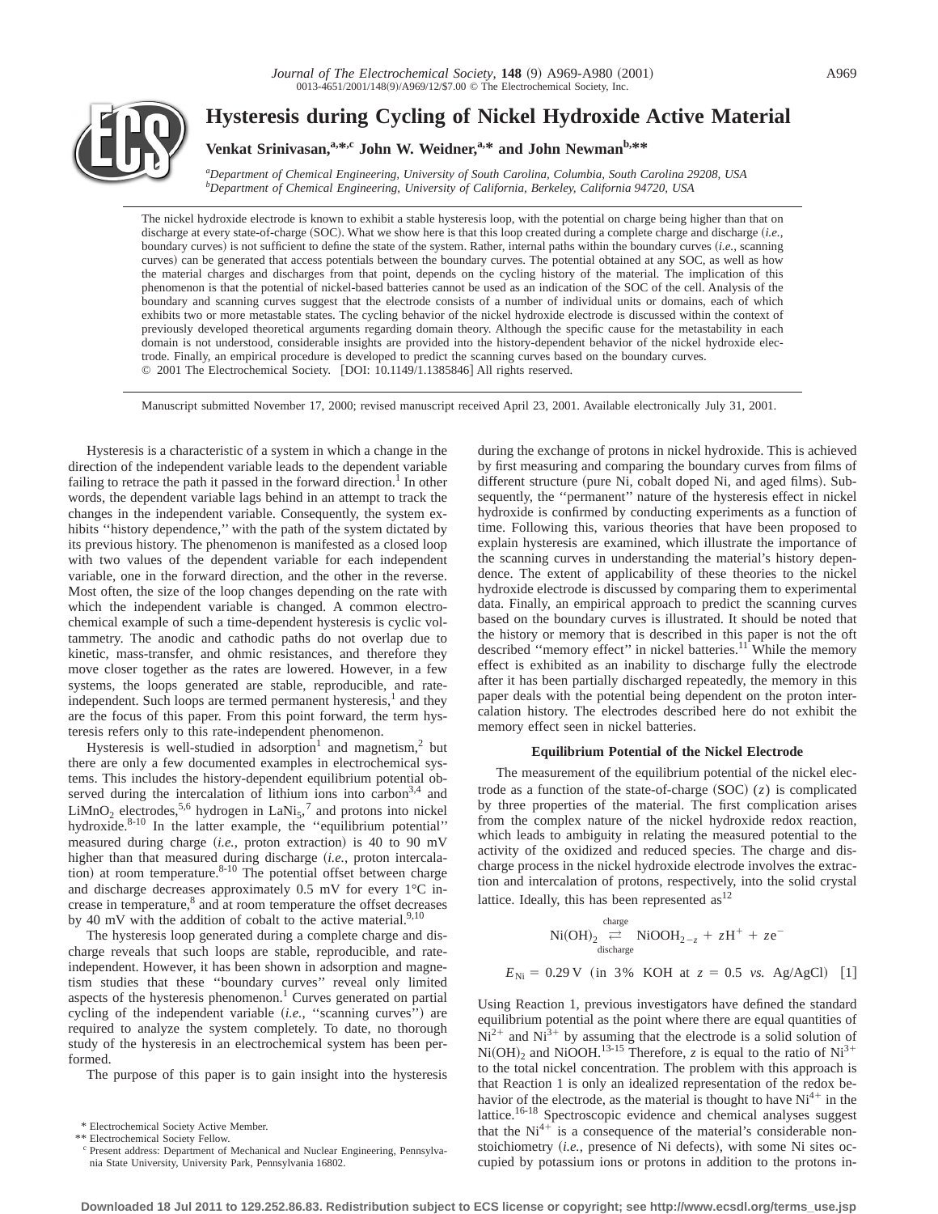# Hysteresis during Cycling of Nickel Hydroxide Active Material

**Venkat Srinivasan,[a,*,c] John W. Weidner,[a,*] and John Newman[b,**]**

[a]*Department of Chemical Engineering, University of South Carolina, Columbia, South Carolina 29208, USA*
[b]*Department of Chemical Engineering, University of California, Berkeley, California 94720, USA*

The nickel hydroxide electrode is known to exhibit a stable hysteresis loop, with the potential on charge being higher than that on discharge at every state-of-charge (SOC). What we show here is that this loop created during a complete charge and discharge (*i.e.*, boundary curves) is not sufficient to define the state of the system. Rather, internal paths within the boundary curves (*i.e.*, scanning curves) can be generated that access potentials between the boundary curves. The potential obtained at any SOC, as well as how the material charges and discharges from that point, depends on the cycling history of the material. The implication of this phenomenon is that the potential of nickel-based batteries cannot be used as an indication of the SOC of the cell. Analysis of the boundary and scanning curves suggest that the electrode consists of a number of individual units or domains, each of which exhibits two or more metastable states. The cycling behavior of the nickel hydroxide electrode is discussed within the context of previously developed theoretical arguments regarding domain theory. Although the specific cause for the metastability in each domain is not understood, considerable insights are provided into the history-dependent behavior of the nickel hydroxide electrode. Finally, an empirical procedure is developed to predict the scanning curves based on the boundary curves.
© 2001 The Electrochemical Society. [DOI: 10.1149/1.1385846] All rights reserved.

Manuscript submitted November 17, 2000; revised manuscript received April 23, 2001. Available electronically July 31, 2001.

Hysteresis is a characteristic of a system in which a change in the direction of the independent variable leads to the dependent variable failing to retrace the path it passed in the forward direction.[1] In other words, the dependent variable lags behind in an attempt to track the changes in the independent variable. Consequently, the system exhibits ''history dependence,'' with the path of the system dictated by its previous history. The phenomenon is manifested as a closed loop with two values of the dependent variable for each independent variable, one in the forward direction, and the other in the reverse. Most often, the size of the loop changes depending on the rate with which the independent variable is changed. A common electrochemical example of such a time-dependent hysteresis is cyclic voltammetry. The anodic and cathodic paths do not overlap due to kinetic, mass-transfer, and ohmic resistances, and therefore they move closer together as the rates are lowered. However, in a few systems, the loops generated are stable, reproducible, and rate-independent. Such loops are termed permanent hysteresis,[1] and they are the focus of this paper. From this point forward, the term hysteresis refers only to this rate-independent phenomenon.

Hysteresis is well-studied in adsorption[1] and magnetism,[2] but there are only a few documented examples in electrochemical systems. This includes the history-dependent equilibrium potential observed during the intercalation of lithium ions into carbon[3,4] and $LiMnO_2$ electrodes,[5,6] hydrogen in $LaNi_5$,[7] and protons into nickel hydroxide.[8-10] In the latter example, the ''equilibrium potential'' measured during charge (*i.e.*, proton extraction) is 40 to 90 mV higher than that measured during discharge (*i.e.*, proton intercalation) at room temperature.[8-10] The potential offset between charge and discharge decreases approximately 0.5 mV for every 1°C increase in temperature,[8] and at room temperature the offset decreases by 40 mV with the addition of cobalt to the active material.[9,10]

The hysteresis loop generated during a complete charge and discharge reveals that such loops are stable, reproducible, and rate-independent. However, it has been shown in adsorption and magnetism studies that these ''boundary curves'' reveal only limited aspects of the hysteresis phenomenon.[1] Curves generated on partial cycling of the independent variable (*i.e.*, ''scanning curves'') are required to analyze the system completely. To date, no thorough study of the hysteresis in an electrochemical system has been performed.

The purpose of this paper is to gain insight into the hysteresis during the exchange of protons in nickel hydroxide. This is achieved by first measuring and comparing the boundary curves from films of different structure (pure Ni, cobalt doped Ni, and aged films). Subsequently, the ''permanent'' nature of the hysteresis effect in nickel hydroxide is confirmed by conducting experiments as a function of time. Following this, various theories that have been proposed to explain hysteresis are examined, which illustrate the importance of the scanning curves in understanding the material's history dependence. The extent of applicability of these theories to the nickel hydroxide electrode is discussed by comparing them to experimental data. Finally, an empirical approach to predict the scanning curves based on the boundary curves is illustrated. It should be noted that the history or memory that is described in this paper is not the oft described ''memory effect'' in nickel batteries.[11] While the memory effect is exhibited as an inability to discharge fully the electrode after it has been partially discharged repeatedly, the memory in this paper deals with the potential being dependent on the proton intercalation history. The electrodes described here do not exhibit the memory effect seen in nickel batteries.

### Equilibrium Potential of the Nickel Electrode

The measurement of the equilibrium potential of the nickel electrode as a function of the state-of-charge (SOC) ($z$) is complicated by three properties of the material. The first complication arises from the complex nature of the nickel hydroxide redox reaction, which leads to ambiguity in relating the measured potential to the activity of the oxidized and reduced species. The charge and discharge process in the nickel hydroxide electrode involves the extraction and intercalation of protons, respectively, into the solid crystal lattice. Ideally, this has been represented as[12]

$$Ni(OH)_2 \underset{\text{discharge}}{\overset{\text{charge}}{\rightleftarrows}} NiOOH_{2-z} + zH^+ + ze^-$$

$$E_{Ni} = 0.29\text{ V (in 3\% KOH at } z = 0.5 \textit{ vs. } \text{Ag/AgCl)} \quad [1]$$

Using Reaction 1, previous investigators have defined the standard equilibrium potential as the point where there are equal quantities of $Ni^{2+}$ and $Ni^{3+}$ by assuming that the electrode is a solid solution of $Ni(OH)_2$ and $NiOOH$.[13-15] Therefore, $z$ is equal to the ratio of $Ni^{3+}$ to the total nickel concentration. The problem with this approach is that Reaction 1 is only an idealized representation of the redox behavior of the electrode, as the material is thought to have $Ni^{4+}$ in the lattice.[16-18] Spectroscopic evidence and chemical analyses suggest that the $Ni^{4+}$ is a consequence of the material's considerable nonstoichiometry (*i.e.*, presence of Ni defects), with some Ni sites occupied by potassium ions or protons in addition to the protons in-

\* Electrochemical Society Active Member.
\*\* Electrochemical Society Fellow.
[c] Present address: Department of Mechanical and Nuclear Engineering, Pennsylvania State University, University Park, Pennsylvania 16802.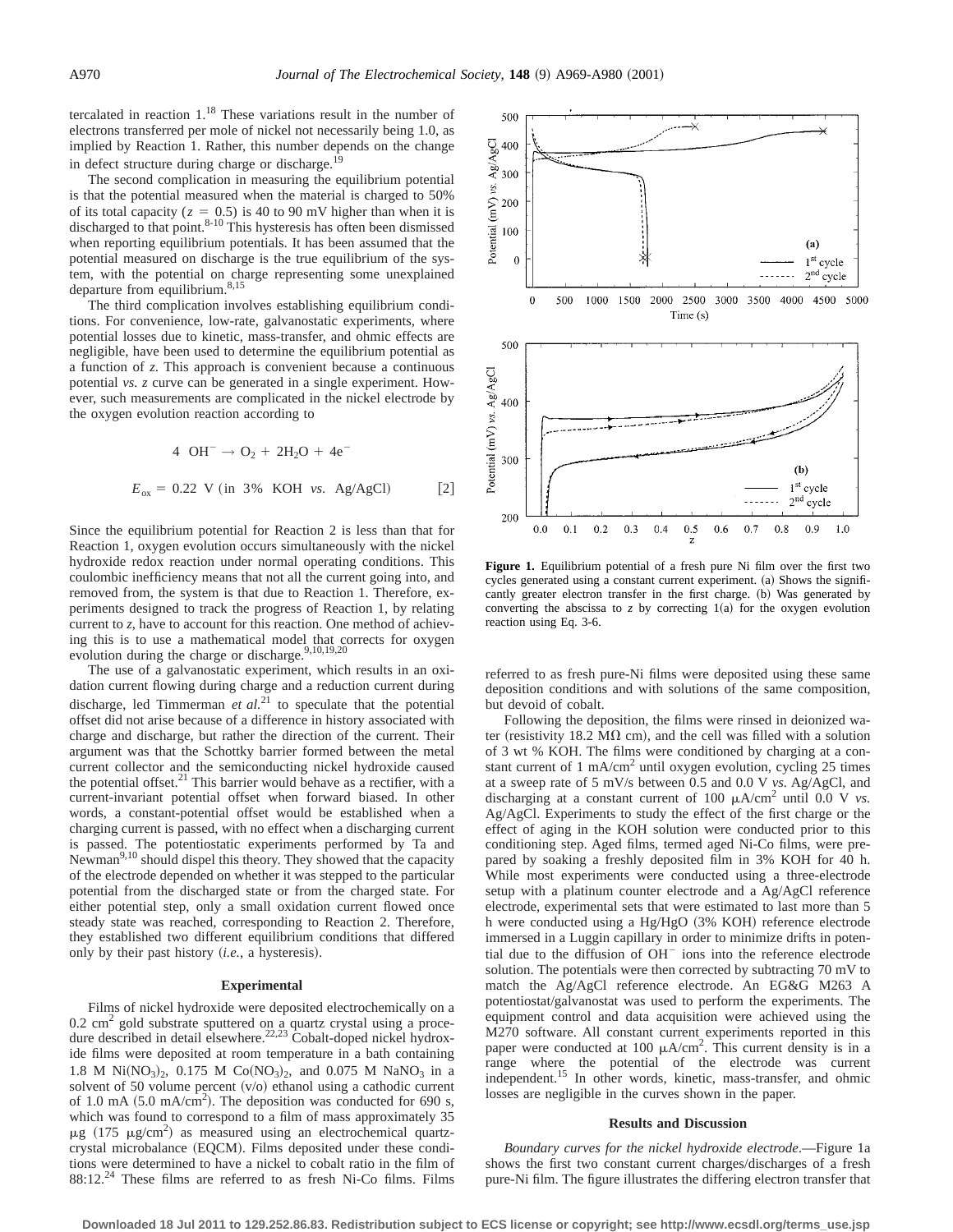tercalated in reaction 1.[18] These variations result in the number of electrons transferred per mole of nickel not necessarily being 1.0, as implied by Reaction 1. Rather, this number depends on the change in defect structure during charge or discharge.[19]

The second complication in measuring the equilibrium potential is that the potential measured when the material is charged to 50% of its total capacity ($z = 0.5$) is 40 to 90 mV higher than when it is discharged to that point.[8-10] This hysteresis has often been dismissed when reporting equilibrium potentials. It has been assumed that the potential measured on discharge is the true equilibrium of the system, with the potential on charge representing some unexplained departure from equilibrium.[8,15]

The third complication involves establishing equilibrium conditions. For convenience, low-rate, galvanostatic experiments, where potential losses due to kinetic, mass-transfer, and ohmic effects are negligible, have been used to determine the equilibrium potential as a function of $z$. This approach is convenient because a continuous potential *vs.* $z$ curve can be generated in a single experiment. However, such measurements are complicated in the nickel electrode by the oxygen evolution reaction according to

$$4\ OH^- \rightarrow O_2 + 2H_2O + 4e^-$$

$$E_{ox} = 0.22\ \text{V (in 3\% KOH } vs. \text{ Ag/AgCl)} \qquad [2]$$

Since the equilibrium potential for Reaction 2 is less than that for Reaction 1, oxygen evolution occurs simultaneously with the nickel hydroxide redox reaction under normal operating conditions. This coulombic inefficiency means that not all the current going into, and removed from, the system is that due to Reaction 1. Therefore, experiments designed to track the progress of Reaction 1, by relating current to $z$, have to account for this reaction. One method of achieving this is to use a mathematical model that corrects for oxygen evolution during the charge or discharge.[9,10,19,20]

The use of a galvanostatic experiment, which results in an oxidation current flowing during charge and a reduction current during discharge, led Timmerman *et al.*[21] to speculate that the potential offset did not arise because of a difference in history associated with charge and discharge, but rather the direction of the current. Their argument was that the Schottky barrier formed between the metal current collector and the semiconducting nickel hydroxide caused the potential offset.[21] This barrier would behave as a rectifier, with a current-invariant potential offset when forward biased. In other words, a constant-potential offset would be established when a charging current is passed, with no effect when a discharging current is passed. The potentiostatic experiments performed by Ta and Newman[9,10] should dispel this theory. They showed that the capacity of the electrode depended on whether it was stepped to the particular potential from the discharged state or from the charged state. For either potential step, only a small oxidation current flowed once steady state was reached, corresponding to Reaction 2. Therefore, they established two different equilibrium conditions that differed only by their past history (*i.e.*, a hysteresis).

## Experimental

Films of nickel hydroxide were deposited electrochemically on a 0.2 $cm^2$ gold substrate sputtered on a quartz crystal using a procedure described in detail elsewhere.[22,23] Cobalt-doped nickel hydroxide films were deposited at room temperature in a bath containing 1.8 M $Ni(NO_3)_2$, 0.175 M $Co(NO_3)_2$, and 0.075 M $NaNO_3$ in a solvent of 50 volume percent (v/o) ethanol using a cathodic current of 1.0 mA (5.0 $mA/cm^2$). The deposition was conducted for 690 s, which was found to correspond to a film of mass approximately 35 μg (175 $\mu g/cm^2$) as measured using an electrochemical quartz-crystal microbalance (EQCM). Films deposited under these conditions were determined to have a nickel to cobalt ratio in the film of 88:12.[24] These films are referred to as fresh Ni-Co films. Films referred to as fresh pure-Ni films were deposited using these same deposition conditions and with solutions of the same composition, but devoid of cobalt.

Following the deposition, the films were rinsed in deionized water (resistivity 18.2 MΩ cm), and the cell was filled with a solution of 3 wt % KOH. The films were conditioned by charging at a constant current of 1 $mA/cm^2$ until oxygen evolution, cycling 25 times at a sweep rate of 5 mV/s between 0.5 and 0.0 V *vs.* Ag/AgCl, and discharging at a constant current of 100 $\mu A/cm^2$ until 0.0 V *vs.* Ag/AgCl. Experiments to study the effect of the first charge or the effect of aging in the KOH solution were conducted prior to this conditioning step. Aged films, termed aged Ni-Co films, were prepared by soaking a freshly deposited film in 3% KOH for 40 h. While most experiments were conducted using a three-electrode setup with a platinum counter electrode and a Ag/AgCl reference electrode, experimental sets that were estimated to last more than 5 h were conducted using a Hg/HgO (3% KOH) reference electrode immersed in a Luggin capillary in order to minimize drifts in potential due to the diffusion of $OH^-$ ions into the reference electrode solution. The potentials were then corrected by subtracting 70 mV to match the Ag/AgCl reference electrode. An EG&G M263 A potentiostat/galvanostat was used to perform the experiments. The equipment control and data acquisition were achieved using the M270 software. All constant current experiments reported in this paper were conducted at 100 $\mu A/cm^2$. This current density is in a range where the potential of the electrode was current independent.[15] In other words, kinetic, mass-transfer, and ohmic losses are negligible in the curves shown in the paper.

**Figure 1.** Equilibrium potential of a fresh pure Ni film over the first two cycles generated using a constant current experiment. (a) Shows the significantly greater electron transfer in the first charge. (b) Was generated by converting the abscissa to $z$ by correcting 1(a) for the oxygen evolution reaction using Eq. 3-6.

## Results and Discussion

*Boundary curves for the nickel hydroxide electrode.*—Figure 1a shows the first two constant current charges/discharges of a fresh pure-Ni film. The figure illustrates the differing electron transfer that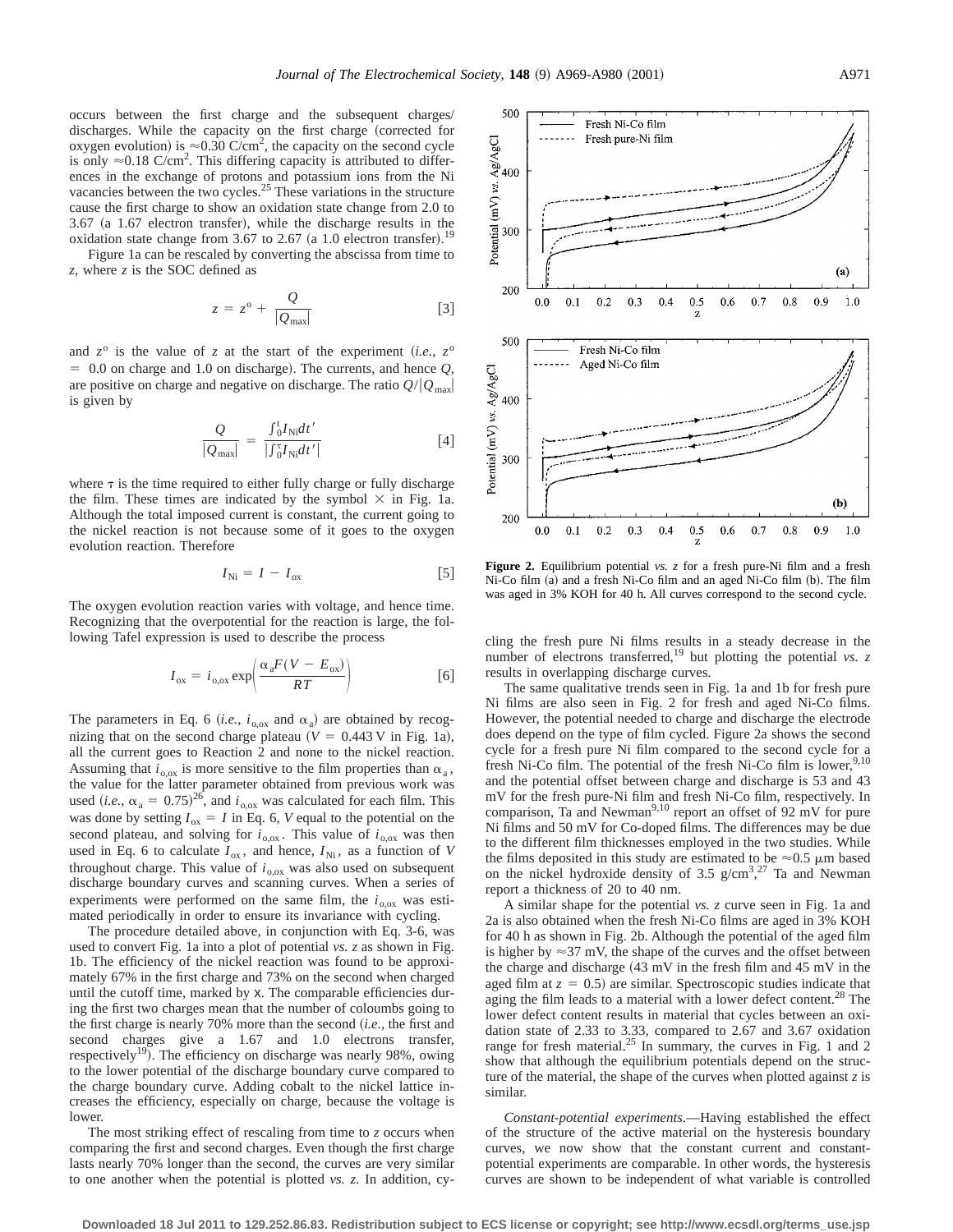occurs between the first charge and the subsequent charges/discharges. While the capacity on the first charge (corrected for oxygen evolution) is $\approx 0.30\ \mathrm{C/cm^2}$, the capacity on the second cycle is only $\approx 0.18\ \mathrm{C/cm^2}$. This differing capacity is attributed to differences in the exchange of protons and potassium ions from the Ni vacancies between the two cycles.[25] These variations in the structure cause the first charge to show an oxidation state change from 2.0 to 3.67 (a 1.67 electron transfer), while the discharge results in the oxidation state change from 3.67 to 2.67 (a 1.0 electron transfer).[19]

Figure 1a can be rescaled by converting the abscissa from time to $z$, where $z$ is the SOC defined as

$$z = z^o + \frac{Q}{|Q_{\max}|} \qquad [3]$$

and $z^o$ is the value of $z$ at the start of the experiment (*i.e.*, $z^o = 0.0$ on charge and 1.0 on discharge). The currents, and hence $Q$, are positive on charge and negative on discharge. The ratio $Q/|Q_{\max}|$ is given by

$$\frac{Q}{|Q_{\max}|} = \frac{\int_0^t I_{\mathrm{Ni}} dt'}{\left|\int_0^\tau I_{\mathrm{Ni}} dt'\right|} \qquad [4]$$

where $\tau$ is the time required to either fully charge or fully discharge the film. These times are indicated by the symbol $\times$ in Fig. 1a. Although the total imposed current is constant, the current going to the nickel reaction is not because some of it goes to the oxygen evolution reaction. Therefore

$$I_{\mathrm{Ni}} = I - I_{\mathrm{ox}} \qquad [5]$$

The oxygen evolution reaction varies with voltage, and hence time. Recognizing that the overpotential for the reaction is large, the following Tafel expression is used to describe the process

$$I_{\mathrm{ox}} = i_{\mathrm{o,ox}} \exp\left(\frac{\alpha_a F(V - E_{\mathrm{ox}})}{RT}\right) \qquad [6]$$

The parameters in Eq. 6 (*i.e.*, $i_{\mathrm{o,ox}}$ and $\alpha_a$) are obtained by recognizing that on the second charge plateau ($V = 0.443$ V in Fig. 1a), all the current goes to Reaction 2 and none to the nickel reaction. Assuming that $i_{\mathrm{o,ox}}$ is more sensitive to the film properties than $\alpha_a$, the value for the latter parameter obtained from previous work was used (*i.e.*, $\alpha_a = 0.75$)[26], and $i_{\mathrm{o,ox}}$ was calculated for each film. This was done by setting $I_{\mathrm{ox}} = I$ in Eq. 6, $V$ equal to the potential on the second plateau, and solving for $i_{\mathrm{o,ox}}$. This value of $i_{\mathrm{o,ox}}$ was then used in Eq. 6 to calculate $I_{\mathrm{ox}}$, and hence, $I_{\mathrm{Ni}}$, as a function of $V$ throughout charge. This value of $i_{\mathrm{o,ox}}$ was also used on subsequent discharge boundary curves and scanning curves. When a series of experiments were performed on the same film, the $i_{\mathrm{o,ox}}$ was estimated periodically in order to ensure its invariance with cycling.

The procedure detailed above, in conjunction with Eq. 3-6, was used to convert Fig. 1a into a plot of potential *vs.* $z$ as shown in Fig. 1b. The efficiency of the nickel reaction was found to be approximately 67% in the first charge and 73% on the second when charged until the cutoff time, marked by x. The comparable efficiencies during the first two charges mean that the number of coloumbs going to the first charge is nearly 70% more than the second (*i.e.*, the first and second charges give a 1.67 and 1.0 electrons transfer, respectively[19]). The efficiency on discharge was nearly 98%, owing to the lower potential of the discharge boundary curve compared to the charge boundary curve. Adding cobalt to the nickel lattice increases the efficiency, especially on charge, because the voltage is lower.

The most striking effect of rescaling from time to $z$ occurs when comparing the first and second charges. Even though the first charge lasts nearly 70% longer than the second, the curves are very similar to one another when the potential is plotted *vs.* $z$. In addition, cycling the fresh pure Ni films results in a steady decrease in the number of electrons transferred,[19] but plotting the potential *vs.* $z$ results in overlapping discharge curves.

**Figure 2.** Equilibrium potential *vs.* $z$ for a fresh pure-Ni film and a fresh Ni-Co film (a) and a fresh Ni-Co film and an aged Ni-Co film (b). The film was aged in 3% KOH for 40 h. All curves correspond to the second cycle.

The same qualitative trends seen in Fig. 1a and 1b for fresh pure Ni films are also seen in Fig. 2 for fresh and aged Ni-Co films. However, the potential needed to charge and discharge the electrode does depend on the type of film cycled. Figure 2a shows the second cycle for a fresh pure Ni film compared to the second cycle for a fresh Ni-Co film. The potential of the fresh Ni-Co film is lower,[9,10] and the potential offset between charge and discharge is 53 and 43 mV for the fresh pure-Ni film and fresh Ni-Co film, respectively. In comparison, Ta and Newman[9,10] report an offset of 92 mV for pure Ni films and 50 mV for Co-doped films. The differences may be due to the different film thicknesses employed in the two studies. While the films deposited in this study are estimated to be $\approx 0.5\ \mu\mathrm{m}$ based on the nickel hydroxide density of $3.5\ \mathrm{g/cm^3}$,[27] Ta and Newman report a thickness of 20 to 40 nm.

A similar shape for the potential *vs.* $z$ curve seen in Fig. 1a and 2a is also obtained when the fresh Ni-Co films are aged in 3% KOH for 40 h as shown in Fig. 2b. Although the potential of the aged film is higher by $\approx 37$ mV, the shape of the curves and the offset between the charge and discharge (43 mV in the fresh film and 45 mV in the aged film at $z = 0.5$) are similar. Spectroscopic studies indicate that aging the film leads to a material with a lower defect content.[28] The lower defect content results in material that cycles between an oxidation state of 2.33 to 3.33, compared to 2.67 and 3.67 oxidation range for fresh material.[25] In summary, the curves in Fig. 1 and 2 show that although the equilibrium potentials depend on the structure of the material, the shape of the curves when plotted against $z$ is similar.

*Constant-potential experiments*.—Having established the effect of the structure of the active material on the hysteresis boundary curves, we now show that the constant current and constant-potential experiments are comparable. In other words, the hysteresis curves are shown to be independent of what variable is controlled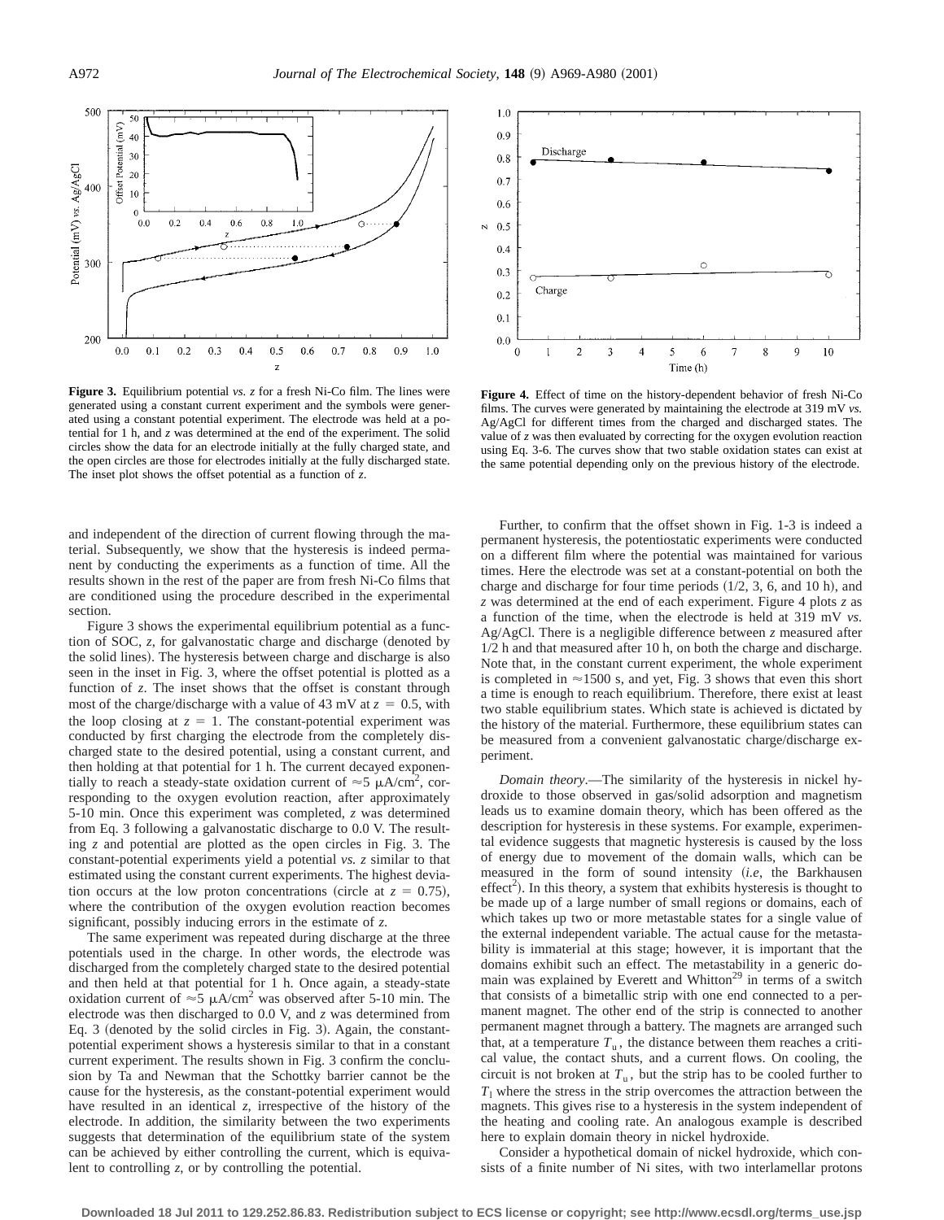**Figure 3.** Equilibrium potential *vs.* $z$ for a fresh Ni-Co film. The lines were generated using a constant current experiment and the symbols were generated using a constant potential experiment. The electrode was held at a potential for 1 h, and $z$ was determined at the end of the experiment. The solid circles show the data for an electrode initially at the fully charged state, and the open circles are those for electrodes initially at the fully discharged state. The inset plot shows the offset potential as a function of $z$.

**Figure 4.** Effect of time on the history-dependent behavior of fresh Ni-Co films. The curves were generated by maintaining the electrode at 319 mV *vs.* Ag/AgCl for different times from the charged and discharged states. The value of $z$ was then evaluated by correcting for the oxygen evolution reaction using Eq. 3-6. The curves show that two stable oxidation states can exist at the same potential depending only on the previous history of the electrode.

and independent of the direction of current flowing through the material. Subsequently, we show that the hysteresis is indeed permanent by conducting the experiments as a function of time. All the results shown in the rest of the paper are from fresh Ni-Co films that are conditioned using the procedure described in the experimental section.

Figure 3 shows the experimental equilibrium potential as a function of SOC, $z$, for galvanostatic charge and discharge (denoted by the solid lines). The hysteresis between charge and discharge is also seen in the inset in Fig. 3, where the offset potential is plotted as a function of $z$. The inset shows that the offset is constant through most of the charge/discharge with a value of 43 mV at $z = 0.5$, with the loop closing at $z = 1$. The constant-potential experiment was conducted by first charging the electrode from the completely discharged state to the desired potential, using a constant current, and then holding at that potential for 1 h. The current decayed exponentially to reach a steady-state oxidation current of $\approx 5$ $\mu A/cm^2$, corresponding to the oxygen evolution reaction, after approximately 5-10 min. Once this experiment was completed, $z$ was determined from Eq. 3 following a galvanostatic discharge to 0.0 V. The resulting $z$ and potential are plotted as the open circles in Fig. 3. The constant-potential experiments yield a potential *vs.* $z$ similar to that estimated using the constant current experiments. The highest deviation occurs at the low proton concentrations (circle at $z = 0.75$), where the contribution of the oxygen evolution reaction becomes significant, possibly inducing errors in the estimate of $z$.

The same experiment was repeated during discharge at the three potentials used in the charge. In other words, the electrode was discharged from the completely charged state to the desired potential and then held at that potential for 1 h. Once again, a steady-state oxidation current of $\approx 5$ $\mu A/cm^2$ was observed after 5-10 min. The electrode was then discharged to 0.0 V, and $z$ was determined from Eq. 3 (denoted by the solid circles in Fig. 3). Again, the constant-potential experiment shows a hysteresis similar to that in a constant current experiment. The results shown in Fig. 3 confirm the conclusion by Ta and Newman that the Schottky barrier cannot be the cause for the hysteresis, as the constant-potential experiment would have resulted in an identical $z$, irrespective of the history of the electrode. In addition, the similarity between the two experiments suggests that determination of the equilibrium state of the system can be achieved by either controlling the current, which is equivalent to controlling $z$, or by controlling the potential.

Further, to confirm that the offset shown in Fig. 1-3 is indeed a permanent hysteresis, the potentiostatic experiments were conducted on a different film where the potential was maintained for various times. Here the electrode was set at a constant-potential on both the charge and discharge for four time periods (1/2, 3, 6, and 10 h), and $z$ was determined at the end of each experiment. Figure 4 plots $z$ as a function of the time, when the electrode is held at 319 mV *vs.* Ag/AgCl. There is a negligible difference between $z$ measured after 1/2 h and that measured after 10 h, on both the charge and discharge. Note that, in the constant current experiment, the whole experiment is completed in $\approx 1500$ s, and yet, Fig. 3 shows that even this short a time is enough to reach equilibrium. Therefore, there exist at least two stable equilibrium states. Which state is achieved is dictated by the history of the material. Furthermore, these equilibrium states can be measured from a convenient galvanostatic charge/discharge experiment.

*Domain theory*.—The similarity of the hysteresis in nickel hydroxide to those observed in gas/solid adsorption and magnetism leads us to examine domain theory, which has been offered as the description for hysteresis in these systems. For example, experimental evidence suggests that magnetic hysteresis is caused by the loss of energy due to movement of the domain walls, which can be measured in the form of sound intensity (*i.e*, the Barkhausen effect[2]). In this theory, a system that exhibits hysteresis is thought to be made up of a large number of small regions or domains, each of which takes up two or more metastable states for a single value of the external independent variable. The actual cause for the metastability is immaterial at this stage; however, it is important that the domains exhibit such an effect. The metastability in a generic domain was explained by Everett and Whitton[29] in terms of a switch that consists of a bimetallic strip with one end connected to a permanent magnet. The other end of the strip is connected to another permanent magnet through a battery. The magnets are arranged such that, at a temperature $T_u$, the distance between them reaches a critical value, the contact shuts, and a current flows. On cooling, the circuit is not broken at $T_u$, but the strip has to be cooled further to $T_l$ where the stress in the strip overcomes the attraction between the magnets. This gives rise to a hysteresis in the system independent of the heating and cooling rate. An analogous example is described here to explain domain theory in nickel hydroxide.

Consider a hypothetical domain of nickel hydroxide, which consists of a finite number of Ni sites, with two interlamellar protons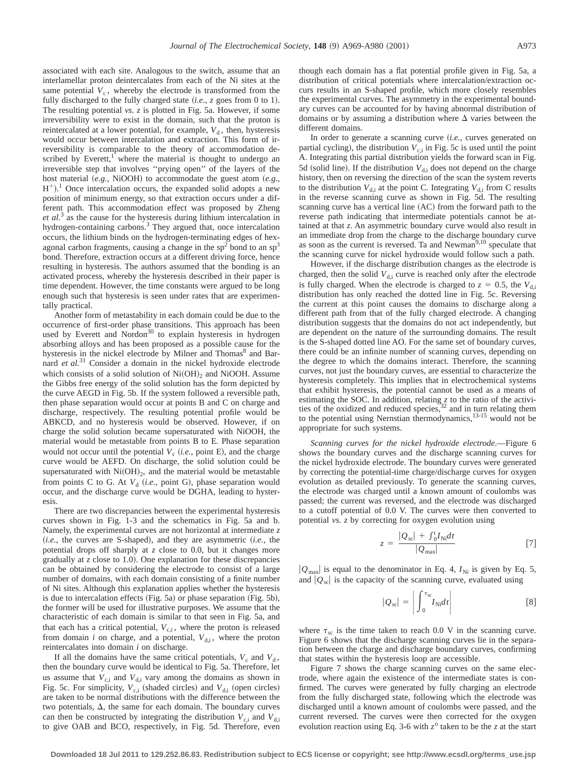associated with each site. Analogous to the switch, assume that an interlamellar proton deintercalates from each of the Ni sites at the same potential $V_c$, whereby the electrode is transformed from the fully discharged to the fully charged state (*i.e.*, $z$ goes from 0 to 1). The resulting potential *vs.* $z$ is plotted in Fig. 5a. However, if some irreversibility were to exist in the domain, such that the proton is reintercalated at a lower potential, for example, $V_d$, then, hysteresis would occur between intercalation and extraction. This form of irreversibility is comparable to the theory of accommodation described by Everett,[1] where the material is thought to undergo an irreversible step that involves ''prying open'' of the layers of the host material (*e.g.*, NiOOH) to accommodate the guest atom (*e.g.*, $H^+$).[1] Once intercalation occurs, the expanded solid adopts a new position of minimum energy, so that extraction occurs under a different path. This accommodation effect was proposed by Zheng *et al.*[3] as the cause for the hysteresis during lithium intercalation in hydrogen-containing carbons.[3] They argued that, once intercalation occurs, the lithium binds on the hydrogen-terminating edges of hexagonal carbon fragments, causing a change in the $sp^2$ bond to an $sp^3$ bond. Therefore, extraction occurs at a different driving force, hence resulting in hysteresis. The authors assumed that the bonding is an activated process, whereby the hysteresis described in their paper is time dependent. However, the time constants were argued to be long enough such that hysteresis is seen under rates that are experimentally practical.

Another form of metastability in each domain could be due to the occurrence of first-order phase transitions. This approach has been used by Everett and Nordon[30] to explain hysteresis in hydrogen absorbing alloys and has been proposed as a possible cause for the hysteresis in the nickel electrode by Milner and Thomas[8] and Barnard *et al.*[31] Consider a domain in the nickel hydroxide electrode which consists of a solid solution of $Ni(OH)_2$ and NiOOH. Assume the Gibbs free energy of the solid solution has the form depicted by the curve AEGD in Fig. 5b. If the system followed a reversible path, then phase separation would occur at points B and C on charge and discharge, respectively. The resulting potential profile would be ABKCD, and no hysteresis would be observed. However, if on charge the solid solution became supersaturated with NiOOH, the material would be metastable from points B to E. Phase separation would not occur until the potential $V_c$ (*i.e.*, point E), and the charge curve would be AEFD. On discharge, the solid solution could be supersaturated with $Ni(OH)_2$, and the material would be metastable from points C to G. At $V_d$ (*i.e.*, point G), phase separation would occur, and the discharge curve would be DGHA, leading to hysteresis.

There are two discrepancies between the experimental hysteresis curves shown in Fig. 1-3 and the schematics in Fig. 5a and b. Namely, the experimental curves are not horizontal at intermediate $z$ (*i.e.*, the curves are S-shaped), and they are asymmetric (*i.e.*, the potential drops off sharply at $z$ close to 0.0, but it changes more gradually at $z$ close to 1.0). One explanation for these discrepancies can be obtained by considering the electrode to consist of a large number of domains, with each domain consisting of a finite number of Ni sites. Although this explanation applies whether the hysteresis is due to intercalation effects (Fig. 5a) or phase separation (Fig. 5b), the former will be used for illustrative purposes. We assume that the characteristic of each domain is similar to that seen in Fig. 5a, and that each has a critical potential, $V_{c,i}$, where the proton is released from domain $i$ on charge, and a potential, $V_{d,i}$, where the proton reintercalates into domain $i$ on discharge.

If all the domains have the same critical potentials, $V_c$ and $V_d$, then the boundary curve would be identical to Fig. 5a. Therefore, let us assume that $V_{c,i}$ and $V_{d,i}$ vary among the domains as shown in Fig. 5c. For simplicity, $V_{c,i}$ (shaded circles) and $V_{d,i}$ (open circles) are taken to be normal distributions with the difference between the two potentials, $\Delta$, the same for each domain. The boundary curves can then be constructed by integrating the distribution $V_{c,i}$ and $V_{d,i}$ to give OAB and BCO, respectively, in Fig. 5d. Therefore, even though each domain has a flat potential profile given in Fig. 5a, a distribution of critical potentials where intercalation/extraction occurs results in an S-shaped profile, which more closely resembles the experimental curves. The asymmetry in the experimental boundary curves can be accounted for by having abnormal distribution of domains or by assuming a distribution where $\Delta$ varies between the different domains.

In order to generate a scanning curve (*i.e.*, curves generated on partial cycling), the distribution $V_{c,i}$ in Fig. 5c is used until the point A. Integrating this partial distribution yields the forward scan in Fig. 5d (solid line). If the distribution $V_{d,i}$ does not depend on the charge history, then on reversing the direction of the scan the system reverts to the distribution $V_{d,i}$ at the point C. Integrating $V_{d,i}$ from C results in the reverse scanning curve as shown in Fig. 5d. The resulting scanning curve has a vertical line (AC) from the forward path to the reverse path indicating that intermediate potentials cannot be attained at that $z$. An asymmetric boundary curve would also result in an immediate drop from the charge to the discharge boundary curve as soon as the current is reversed. Ta and Newman[9,10] speculate that the scanning curve for nickel hydroxide would follow such a path.

However, if the discharge distribution changes as the electrode is charged, then the solid $V_{d,i}$ curve is reached only after the electrode is fully charged. When the electrode is charged to $z = 0.5$, the $V_{d,i}$ distribution has only reached the dotted line in Fig. 5c. Reversing the current at this point causes the domains to discharge along a different path from that of the fully charged electrode. A changing distribution suggests that the domains do not act independently, but are dependent on the nature of the surrounding domains. The result is the S-shaped dotted line AO. For the same set of boundary curves, there could be an infinite number of scanning curves, depending on the degree to which the domains interact. Therefore, the scanning curves, not just the boundary curves, are essential to characterize the hysteresis completely. This implies that in electrochemical systems that exhibit hysteresis, the potential cannot be used as a means of estimating the SOC. In addition, relating $z$ to the ratio of the activities of the oxidized and reduced species,[32] and in turn relating them to the potential using Nernstian thermodynamics,[13-15] would not be appropriate for such systems.

*Scanning curves for the nickel hydroxide electrode*.—Figure 6 shows the boundary curves and the discharge scanning curves for the nickel hydroxide electrode. The boundary curves were generated by correcting the potential-time charge/discharge curves for oxygen evolution as detailed previously. To generate the scanning curves, the electrode was charged until a known amount of coulombs was passed; the current was reversed, and the electrode was discharged to a cutoff potential of 0.0 V. The curves were then converted to potential *vs.* $z$ by correcting for oxygen evolution using

$$z = \frac{|Q_{sc}| + \int_0^t I_{Ni} dt}{|Q_{max}|} \quad [7]$$

$|Q_{max}|$ is equal to the denominator in Eq. 4, $I_{Ni}$ is given by Eq. 5, and $|Q_{sc}|$ is the capacity of the scanning curve, evaluated using

$$|Q_{sc}| = \left| \int_0^{\tau_{sc}} I_{Ni} dt \right| \quad [8]$$

where $\tau_{sc}$ is the time taken to reach 0.0 V in the scanning curve. Figure 6 shows that the discharge scanning curves lie in the separation between the charge and discharge boundary curves, confirming that states within the hysteresis loop are accessible.

Figure 7 shows the charge scanning curves on the same electrode, where again the existence of the intermediate states is confirmed. The curves were generated by fully charging an electrode from the fully discharged state, following which the electrode was discharged until a known amount of coulombs were passed, and the current reversed. The curves were then corrected for the oxygen evolution reaction using Eq. 3-6 with $z^o$ taken to be the $z$ at the start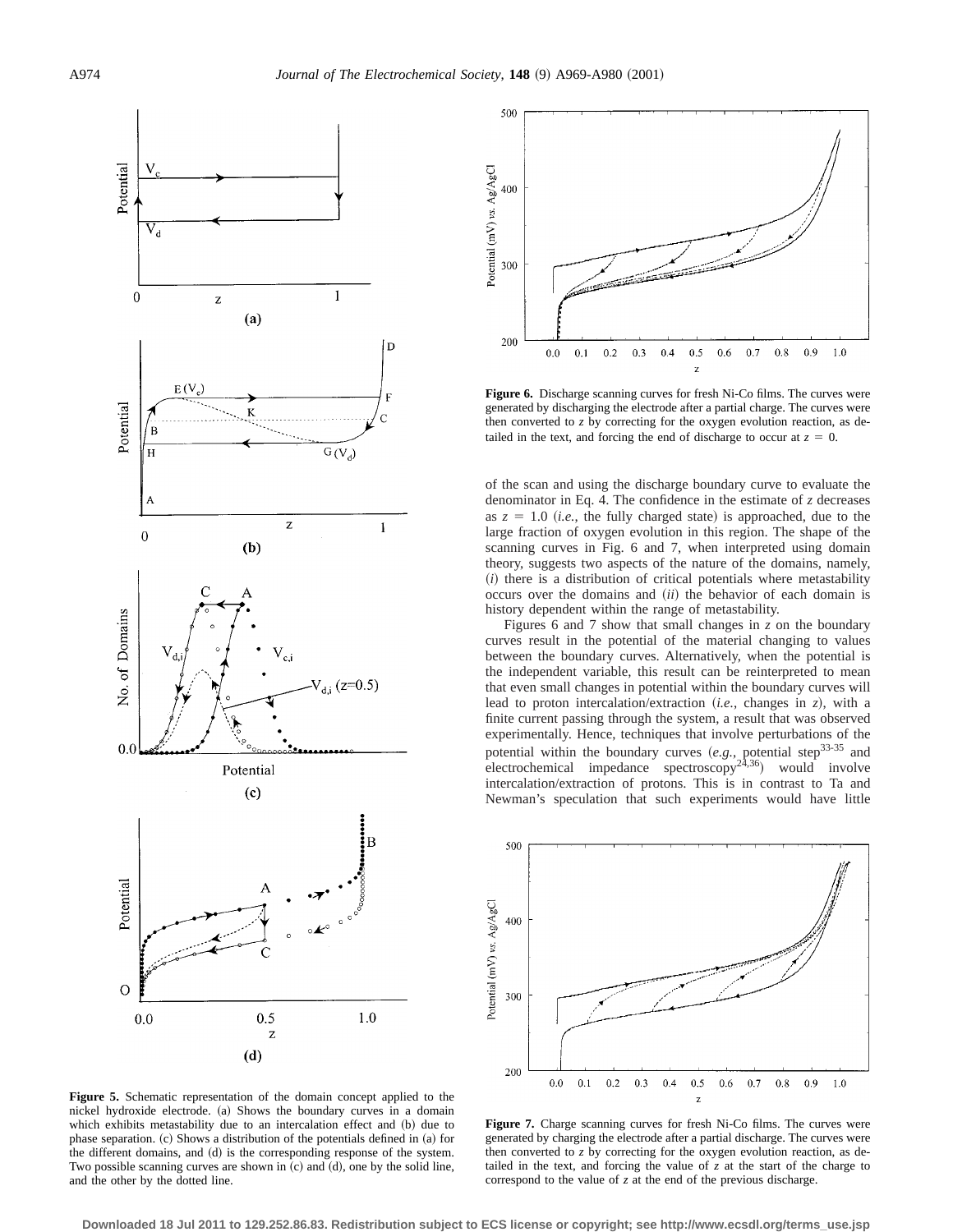**Figure 5.** Schematic representation of the domain concept applied to the nickel hydroxide electrode. (a) Shows the boundary curves in a domain which exhibits metastability due to an intercalation effect and (b) due to phase separation. (c) Shows a distribution of the potentials defined in (a) for the different domains, and (d) is the corresponding response of the system. Two possible scanning curves are shown in (c) and (d), one by the solid line, and the other by the dotted line.

**Figure 6.** Discharge scanning curves for fresh Ni-Co films. The curves were generated by discharging the electrode after a partial charge. The curves were then converted to $z$ by correcting for the oxygen evolution reaction, as detailed in the text, and forcing the end of discharge to occur at $z = 0$.

of the scan and using the discharge boundary curve to evaluate the denominator in Eq. 4. The confidence in the estimate of $z$ decreases as $z = 1.0$ (*i.e.*, the fully charged state) is approached, due to the large fraction of oxygen evolution in this region. The shape of the scanning curves in Fig. 6 and 7, when interpreted using domain theory, suggests two aspects of the nature of the domains, namely, (*i*) there is a distribution of critical potentials where metastability occurs over the domains and (*ii*) the behavior of each domain is history dependent within the range of metastability.

Figures 6 and 7 show that small changes in $z$ on the boundary curves result in the potential of the material changing to values between the boundary curves. Alternatively, when the potential is the independent variable, this result can be reinterpreted to mean that even small changes in potential within the boundary curves will lead to proton intercalation/extraction (*i.e.*, changes in $z$), with a finite current passing through the system, a result that was observed experimentally. Hence, techniques that involve perturbations of the potential within the boundary curves (*e.g.*, potential step[33-35] and electrochemical impedance spectroscopy[24,36]) would involve intercalation/extraction of protons. This is in contrast to Ta and Newman's speculation that such experiments would have little

**Figure 7.** Charge scanning curves for fresh Ni-Co films. The curves were generated by charging the electrode after a partial discharge. The curves were then converted to $z$ by correcting for the oxygen evolution reaction, as detailed in the text, and forcing the value of $z$ at the start of the charge to correspond to the value of $z$ at the end of the previous discharge.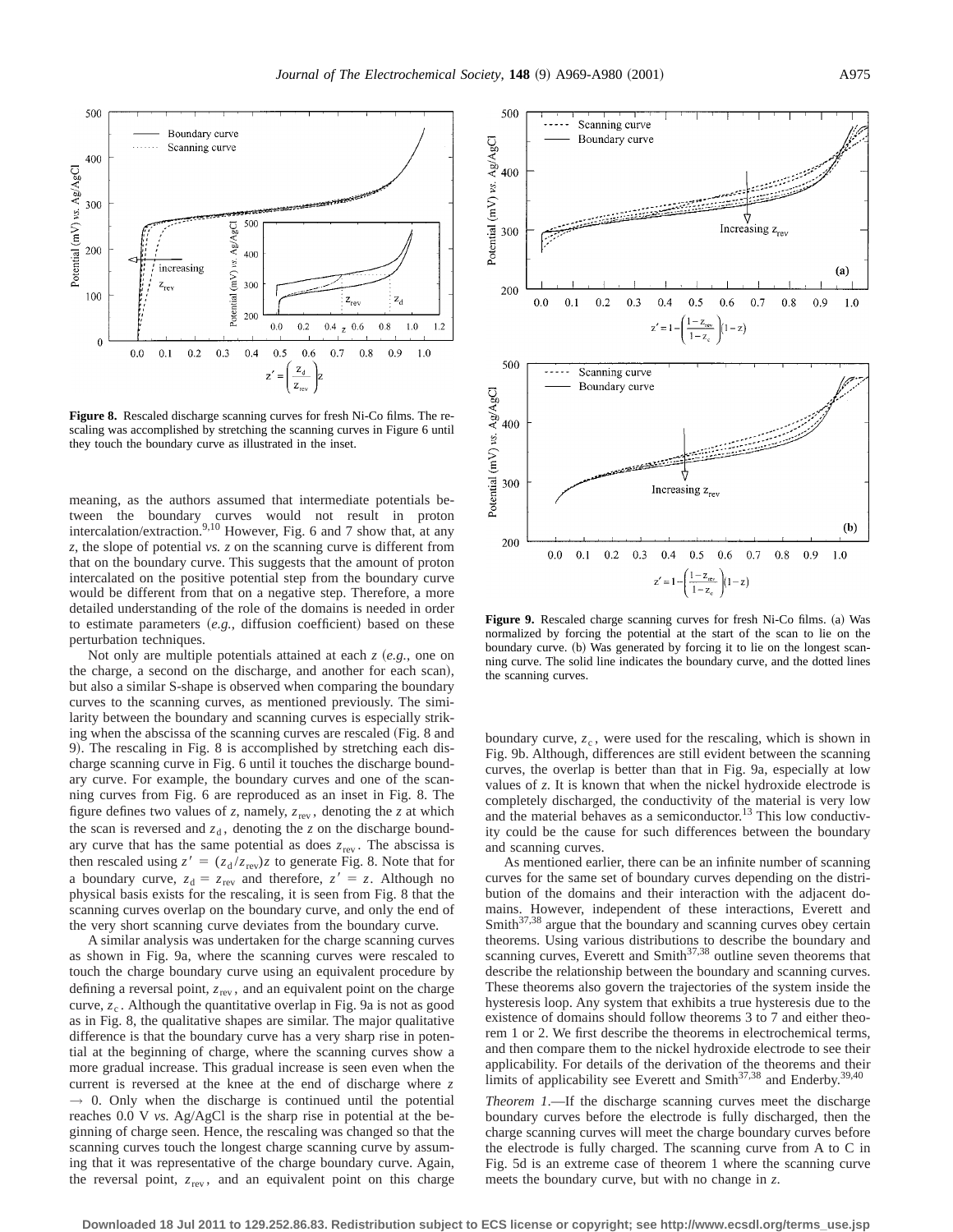**Figure 8.** Rescaled discharge scanning curves for fresh Ni-Co films. The rescaling was accomplished by stretching the scanning curves in Figure 6 until they touch the boundary curve as illustrated in the inset.

**Figure 9.** Rescaled charge scanning curves for fresh Ni-Co films. (a) Was normalized by forcing the potential at the start of the scan to lie on the boundary curve. (b) Was generated by forcing it to lie on the longest scanning curve. The solid line indicates the boundary curve, and the dotted lines the scanning curves.

meaning, as the authors assumed that intermediate potentials between the boundary curves would not result in proton intercalation/extraction.[9,10] However, Fig. 6 and 7 show that, at any $z$, the slope of potential *vs.* $z$ on the scanning curve is different from that on the boundary curve. This suggests that the amount of proton intercalated on the positive potential step from the boundary curve would be different from that on a negative step. Therefore, a more detailed understanding of the role of the domains is needed in order to estimate parameters (*e.g.*, diffusion coefficient) based on these perturbation techniques.

Not only are multiple potentials attained at each $z$ (*e.g.*, one on the charge, a second on the discharge, and another for each scan), but also a similar S-shape is observed when comparing the boundary curves to the scanning curves, as mentioned previously. The similarity between the boundary and scanning curves is especially striking when the abscissa of the scanning curves are rescaled (Fig. 8 and 9). The rescaling in Fig. 8 is accomplished by stretching each discharge scanning curve in Fig. 6 until it touches the discharge boundary curve. For example, the boundary curves and one of the scanning curves from Fig. 6 are reproduced as an inset in Fig. 8. The figure defines two values of $z$, namely, $z_{rev}$, denoting the $z$ at which the scan is reversed and $z_d$, denoting the $z$ on the discharge boundary curve that has the same potential as does $z_{rev}$. The abscissa is then rescaled using $z' = (z_d/z_{rev})z$ to generate Fig. 8. Note that for a boundary curve, $z_d = z_{rev}$ and therefore, $z' = z$. Although no physical basis exists for the rescaling, it is seen from Fig. 8 that the scanning curves overlap on the boundary curve, and only the end of the very short scanning curve deviates from the boundary curve.

A similar analysis was undertaken for the charge scanning curves as shown in Fig. 9a, where the scanning curves were rescaled to touch the charge boundary curve using an equivalent procedure by defining a reversal point, $z_{rev}$, and an equivalent point on the charge curve, $z_c$. Although the quantitative overlap in Fig. 9a is not as good as in Fig. 8, the qualitative shapes are similar. The major qualitative difference is that the boundary curve has a very sharp rise in potential at the beginning of charge, where the scanning curves show a more gradual increase. This gradual increase is seen even when the current is reversed at the knee at the end of discharge where $z \to 0$. Only when the discharge is continued until the potential reaches 0.0 V *vs.* Ag/AgCl is the sharp rise in potential at the beginning of charge seen. Hence, the rescaling was changed so that the scanning curves touch the longest charge scanning curve by assuming that it was representative of the charge boundary curve. Again, the reversal point, $z_{rev}$, and an equivalent point on this charge boundary curve, $z_c$, were used for the rescaling, which is shown in Fig. 9b. Although, differences are still evident between the scanning curves, the overlap is better than that in Fig. 9a, especially at low values of $z$. It is known that when the nickel hydroxide electrode is completely discharged, the conductivity of the material is very low and the material behaves as a semiconductor.[13] This low conductivity could be the cause for such differences between the boundary and scanning curves.

As mentioned earlier, there can be an infinite number of scanning curves for the same set of boundary curves depending on the distribution of the domains and their interaction with the adjacent domains. However, independent of these interactions, Everett and Smith[37,38] argue that the boundary and scanning curves obey certain theorems. Using various distributions to describe the boundary and scanning curves, Everett and Smith[37,38] outline seven theorems that describe the relationship between the boundary and scanning curves. These theorems also govern the trajectories of the system inside the hysteresis loop. Any system that exhibits a true hysteresis due to the existence of domains should follow theorems 3 to 7 and either theorem 1 or 2. We first describe the theorems in electrochemical terms, and then compare them to the nickel hydroxide electrode to see their applicability. For details of the derivation of the theorems and their limits of applicability see Everett and Smith[37,38] and Enderby.[39,40]

*Theorem 1*.—If the discharge scanning curves meet the discharge boundary curves before the electrode is fully discharged, then the charge scanning curves will meet the charge boundary curves before the electrode is fully charged. The scanning curve from A to C in Fig. 5d is an extreme case of theorem 1 where the scanning curve meets the boundary curve, but with no change in $z$.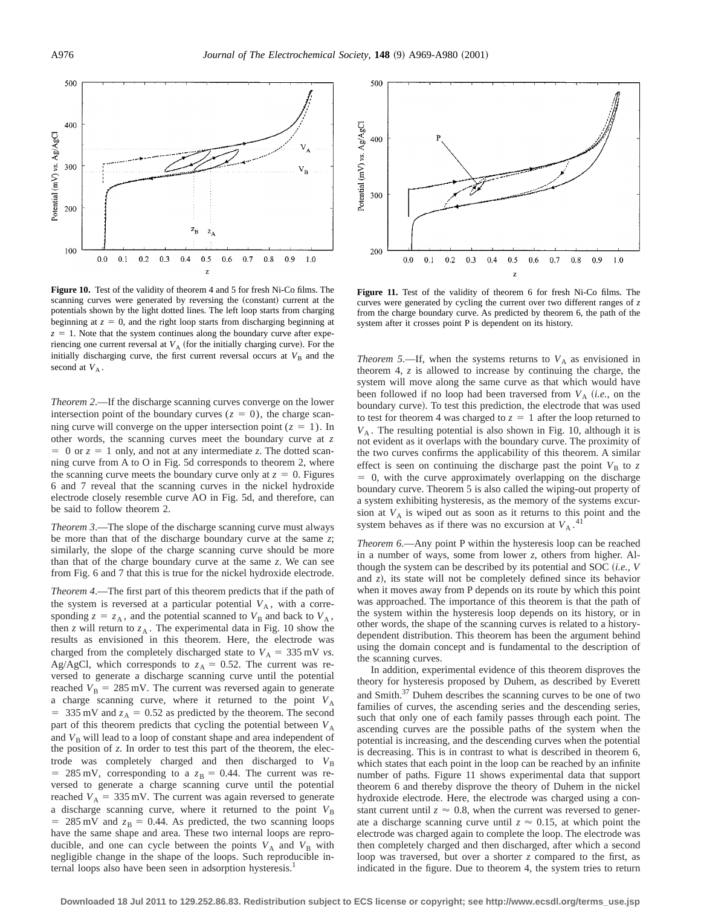**Figure 10.** Test of the validity of theorem 4 and 5 for fresh Ni-Co films. The scanning curves were generated by reversing the (constant) current at the potentials shown by the light dotted lines. The left loop starts from charging beginning at $z = 0$, and the right loop starts from discharging beginning at $z = 1$. Note that the system continues along the boundary curve after experiencing one current reversal at $V_A$ (for the initially charging curve). For the initially discharging curve, the first current reversal occurs at $V_B$ and the second at $V_A$.

**Figure 11.** Test of the validity of theorem 6 for fresh Ni-Co films. The curves were generated by cycling the current over two different ranges of $z$ from the charge boundary curve. As predicted by theorem 6, the path of the system after it crosses point P is dependent on its history.

*Theorem 2*.—If the discharge scanning curves converge on the lower intersection point of the boundary curves ($z = 0$), the charge scanning curve will converge on the upper intersection point ($z = 1$). In other words, the scanning curves meet the boundary curve at $z = 0$ or $z = 1$ only, and not at any intermediate $z$. The dotted scanning curve from A to O in Fig. 5d corresponds to theorem 2, where the scanning curve meets the boundary curve only at $z = 0$. Figures 6 and 7 reveal that the scanning curves in the nickel hydroxide electrode closely resemble curve AO in Fig. 5d, and therefore, can be said to follow theorem 2.

*Theorem 3*.—The slope of the discharge scanning curve must always be more than that of the discharge boundary curve at the same $z$; similarly, the slope of the charge scanning curve should be more than that of the charge boundary curve at the same $z$. We can see from Fig. 6 and 7 that this is true for the nickel hydroxide electrode.

*Theorem 4*.—The first part of this theorem predicts that if the path of the system is reversed at a particular potential $V_A$, with a corresponding $z = z_A$, and the potential scanned to $V_B$ and back to $V_A$, then $z$ will return to $z_A$. The experimental data in Fig. 10 show the results as envisioned in this theorem. Here, the electrode was charged from the completely discharged state to $V_A = 335$ mV *vs.* Ag/AgCl, which corresponds to $z_A = 0.52$. The current was reversed to generate a discharge scanning curve until the potential reached $V_B = 285$ mV. The current was reversed again to generate a charge scanning curve, where it returned to the point $V_A = 335$ mV and $z_A = 0.52$ as predicted by the theorem. The second part of this theorem predicts that cycling the potential between $V_A$ and $V_B$ will lead to a loop of constant shape and area independent of the position of $z$. In order to test this part of the theorem, the electrode was completely charged and then discharged to $V_B = 285$ mV, corresponding to a $z_B = 0.44$. The current was reversed to generate a charge scanning curve until the potential reached $V_A = 335$ mV. The current was again reversed to generate a discharge scanning curve, where it returned to the point $V_B = 285$ mV and $z_B = 0.44$. As predicted, the two scanning loops have the same shape and area. These two internal loops are reproducible, and one can cycle between the points $V_A$ and $V_B$ with negligible change in the shape of the loops. Such reproducible internal loops also have been seen in adsorption hysteresis.[1]

*Theorem 5*.—If, when the systems returns to $V_A$ as envisioned in theorem 4, $z$ is allowed to increase by continuing the charge, the system will move along the same curve as that which would have been followed if no loop had been traversed from $V_A$ (*i.e.*, on the boundary curve). To test this prediction, the electrode that was used to test for theorem 4 was charged to $z = 1$ after the loop returned to $V_A$. The resulting potential is also shown in Fig. 10, although it is not evident as it overlaps with the boundary curve. The proximity of the two curves confirms the applicability of this theorem. A similar effect is seen on continuing the discharge past the point $V_B$ to $z = 0$, with the curve approximately overlapping on the discharge boundary curve. Theorem 5 is also called the wiping-out property of a system exhibiting hysteresis, as the memory of the systems excursion at $V_A$ is wiped out as soon as it returns to this point and the system behaves as if there was no excursion at $V_A$.[41]

*Theorem 6*.—Any point P within the hysteresis loop can be reached in a number of ways, some from lower $z$, others from higher. Although the system can be described by its potential and SOC (*i.e.*, $V$ and $z$), its state will not be completely defined since its behavior when it moves away from P depends on its route by which this point was approached. The importance of this theorem is that the path of the system within the hysteresis loop depends on its history, or in other words, the shape of the scanning curves is related to a history-dependent distribution. This theorem has been the argument behind using the domain concept and is fundamental to the description of the scanning curves.

In addition, experimental evidence of this theorem disproves the theory for hysteresis proposed by Duhem, as described by Everett and Smith.[37] Duhem describes the scanning curves to be one of two families of curves, the ascending series and the descending series, such that only one of each family passes through each point. The ascending curves are the possible paths of the system when the potential is increasing, and the descending curves when the potential is decreasing. This is in contrast to what is described in theorem 6, which states that each point in the loop can be reached by an infinite number of paths. Figure 11 shows experimental data that support theorem 6 and thereby disprove the theory of Duhem in the nickel hydroxide electrode. Here, the electrode was charged using a constant current until $z \approx 0.8$, when the current was reversed to generate a discharge scanning curve until $z \approx 0.15$, at which point the electrode was charged again to complete the loop. The electrode was then completely charged and then discharged, after which a second loop was traversed, but over a shorter $z$ compared to the first, as indicated in the figure. Due to theorem 4, the system tries to return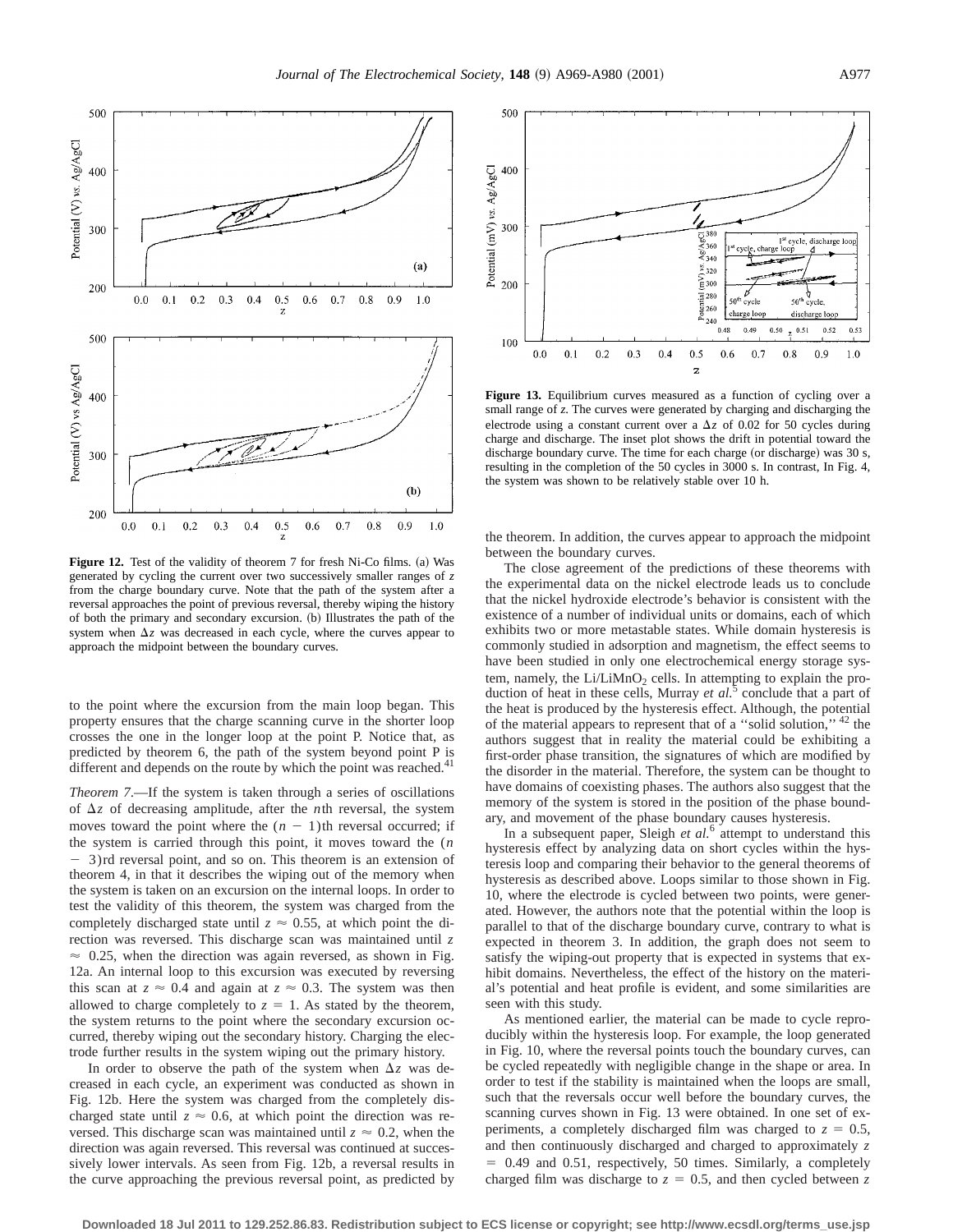**Figure 12.** Test of the validity of theorem 7 for fresh Ni-Co films. (a) Was generated by cycling the current over two successively smaller ranges of $z$ from the charge boundary curve. Note that the path of the system after a reversal approaches the point of previous reversal, thereby wiping the history of both the primary and secondary excursion. (b) Illustrates the path of the system when $\Delta z$ was decreased in each cycle, where the curves appear to approach the midpoint between the boundary curves.

**Figure 13.** Equilibrium curves measured as a function of cycling over a small range of $z$. The curves were generated by charging and discharging the electrode using a constant current over a $\Delta z$ of 0.02 for 50 cycles during charge and discharge. The inset plot shows the drift in potential toward the discharge boundary curve. The time for each charge (or discharge) was 30 s, resulting in the completion of the 50 cycles in 3000 s. In contrast, In Fig. 4, the system was shown to be relatively stable over 10 h.

to the point where the excursion from the main loop began. This property ensures that the charge scanning curve in the shorter loop crosses the one in the longer loop at the point P. Notice that, as predicted by theorem 6, the path of the system beyond point P is different and depends on the route by which the point was reached.[41]

*Theorem 7*.—If the system is taken through a series of oscillations of $\Delta z$ of decreasing amplitude, after the $n$th reversal, the system moves toward the point where the $(n - 1)$th reversal occurred; if the system is carried through this point, it moves toward the $(n - 3)$rd reversal point, and so on. This theorem is an extension of theorem 4, in that it describes the wiping out of the memory when the system is taken on an excursion on the internal loops. In order to test the validity of this theorem, the system was charged from the completely discharged state until $z \approx 0.55$, at which point the direction was reversed. This discharge scan was maintained until $z \approx 0.25$, when the direction was again reversed, as shown in Fig. 12a. An internal loop to this excursion was executed by reversing this scan at $z \approx 0.4$ and again at $z \approx 0.3$. The system was then allowed to charge completely to $z = 1$. As stated by the theorem, the system returns to the point where the secondary excursion occurred, thereby wiping out the secondary history. Charging the electrode further results in the system wiping out the primary history.

In order to observe the path of the system when $\Delta z$ was decreased in each cycle, an experiment was conducted as shown in Fig. 12b. Here the system was charged from the completely discharged state until $z \approx 0.6$, at which point the direction was reversed. This discharge scan was maintained until $z \approx 0.2$, when the direction was again reversed. This reversal was continued at successively lower intervals. As seen from Fig. 12b, a reversal results in the curve approaching the previous reversal point, as predicted by the theorem. In addition, the curves appear to approach the midpoint between the boundary curves.

The close agreement of the predictions of these theorems with the experimental data on the nickel electrode leads us to conclude that the nickel hydroxide electrode's behavior is consistent with the existence of a number of individual units or domains, each of which exhibits two or more metastable states. While domain hysteresis is commonly studied in adsorption and magnetism, the effect seems to have been studied in only one electrochemical energy storage system, namely, the $Li/LiMnO_2$ cells. In attempting to explain the production of heat in these cells, Murray *et al.*[5] conclude that a part of the heat is produced by the hysteresis effect. Although, the potential of the material appears to represent that of a ''solid solution,''[42] the authors suggest that in reality the material could be exhibiting a first-order phase transition, the signatures of which are modified by the disorder in the material. Therefore, the system can be thought to have domains of coexisting phases. The authors also suggest that the memory of the system is stored in the position of the phase boundary, and movement of the phase boundary causes hysteresis.

In a subsequent paper, Sleigh *et al.*[6] attempt to understand this hysteresis effect by analyzing data on short cycles within the hysteresis loop and comparing their behavior to the general theorems of hysteresis as described above. Loops similar to those shown in Fig. 10, where the electrode is cycled between two points, were generated. However, the authors note that the potential within the loop is parallel to that of the discharge boundary curve, contrary to what is expected in theorem 3. In addition, the graph does not seem to satisfy the wiping-out property that is expected in systems that exhibit domains. Nevertheless, the effect of the history on the material's potential and heat profile is evident, and some similarities are seen with this study.

As mentioned earlier, the material can be made to cycle reproducibly within the hysteresis loop. For example, the loop generated in Fig. 10, where the reversal points touch the boundary curves, can be cycled repeatedly with negligible change in the shape or area. In order to test if the stability is maintained when the loops are small, such that the reversals occur well before the boundary curves, the scanning curves shown in Fig. 13 were obtained. In one set of experiments, a completely discharged film was charged to $z = 0.5$, and then continuously discharged and charged to approximately $z = 0.49$ and 0.51, respectively, 50 times. Similarly, a completely charged film was discharge to $z = 0.5$, and then cycled between $z$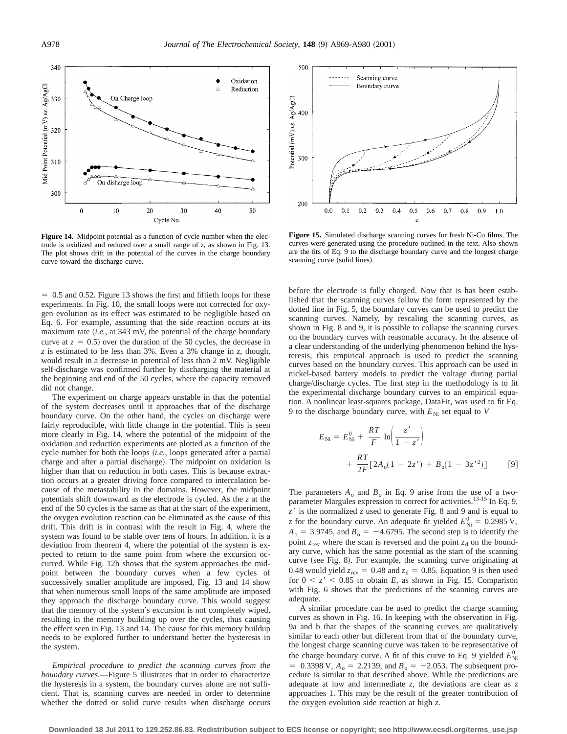**Figure 14.** Midpoint potential as a function of cycle number when the electrode is oxidized and reduced over a small range of $z$, as shown in Fig. 13. The plot shows drift in the potential of the curves in the charge boundary curve toward the discharge curve.

**Figure 15.** Simulated discharge scanning curves for fresh Ni-Co films. The curves were generated using the procedure outlined in the text. Also shown are the fits of Eq. 9 to the discharge boundary curve and the longest charge scanning curve (solid lines).

$= 0.5$ and 0.52. Figure 13 shows the first and fiftieth loops for these experiments. In Fig. 10, the small loops were not corrected for oxygen evolution as its effect was estimated to be negligible based on Eq. 6. For example, assuming that the side reaction occurs at its maximum rate (*i.e.*, at 343 mV, the potential of the charge boundary curve at $z = 0.5$) over the duration of the 50 cycles, the decrease in $z$ is estimated to be less than 3%. Even a 3% change in $z$, though, would result in a decrease in potential of less than 2 mV. Negligible self-discharge was confirmed further by discharging the material at the beginning and end of the 50 cycles, where the capacity removed did not change.

The experiment on charge appears unstable in that the potential of the system decreases until it approaches that of the discharge boundary curve. On the other hand, the cycles on discharge were fairly reproducible, with little change in the potential. This is seen more clearly in Fig. 14, where the potential of the midpoint of the oxidation and reduction experiments are plotted as a function of the cycle number for both the loops (*i.e.*, loops generated after a partial charge and after a partial discharge). The midpoint on oxidation is higher than that on reduction in both cases. This is because extraction occurs at a greater driving force compared to intercalation because of the metastability in the domains. However, the midpoint potentials shift downward as the electrode is cycled. As the $z$ at the end of the 50 cycles is the same as that at the start of the experiment, the oxygen evolution reaction can be eliminated as the cause of this drift. This drift is in contrast with the result in Fig. 4, where the system was found to be stable over tens of hours. In addition, it is a deviation from theorem 4, where the potential of the system is expected to return to the same point from where the excursion occurred. While Fig. 12b shows that the system approaches the midpoint between the boundary curves when a few cycles of successively smaller amplitude are imposed, Fig. 13 and 14 show that when numerous small loops of the same amplitude are imposed they approach the discharge boundary curve. This would suggest that the memory of the system's excursion is not completely wiped, resulting in the memory building up over the cycles, thus causing the effect seen in Fig. 13 and 14. The cause for this memory buildup needs to be explored further to understand better the hysteresis in the system.

*Empirical procedure to predict the scanning curves from the boundary curves*.—Figure 5 illustrates that in order to characterize the hysteresis in a system, the boundary curves alone are not sufficient. That is, scanning curves are needed in order to determine whether the dotted or solid curve results when discharge occurs before the electrode is fully charged. Now that is has been established that the scanning curves follow the form represented by the dotted line in Fig. 5, the boundary curves can be used to predict the scanning curves. Namely, by rescaling the scanning curves, as shown in Fig. 8 and 9, it is possible to collapse the scanning curves on the boundary curves with reasonable accuracy. In the absence of a clear understanding of the underlying phenomenon behind the hysteresis, this empirical approach is used to predict the scanning curves based on the boundary curves. This approach can be used in nickel-based battery models to predict the voltage during partial charge/discharge cycles. The first step in the methodology is to fit the experimental discharge boundary curves to an empirical equation. A nonlinear least-squares package, DataFit, was used to fit Eq. 9 to the discharge boundary curve, with $E_{\mathrm{Ni}}$ set equal to $V$

$$E_{\mathrm{Ni}} = E^0_{\mathrm{Ni}} + \frac{RT}{F}\ln\left(\frac{z'}{1-z'}\right) + \frac{RT}{2F}[2A_o(1-2z') + B_o(1-3z'^2)] \qquad [9]$$

The parameters $A_o$ and $B_o$ in Eq. 9 arise from the use of a two-parameter Margules expression to correct for activities.[13-15] In Eq. 9, $z'$ is the normalized $z$ used to generate Fig. 8 and 9 and is equal to $z$ for the boundary curve. An adequate fit yielded $E^0_{\mathrm{Ni}} = 0.2985$ V, $A_o = 3.9745$, and $B_o = -4.6795$. The second step is to identify the point $z_{\mathrm{rev}}$ where the scan is reversed and the point $z_d$ on the boundary curve, which has the same potential as the start of the scanning curve (see Fig. 8). For example, the scanning curve originating at 0.48 would yield $z_{\mathrm{rev}} = 0.48$ and $z_d = 0.85$. Equation 9 is then used for $0 < z' < 0.85$ to obtain $E$, as shown in Fig. 15. Comparison with Fig. 6 shows that the predictions of the scanning curves are adequate.

A similar procedure can be used to predict the charge scanning curves as shown in Fig. 16. In keeping with the observation in Fig. 9a and b that the shapes of the scanning curves are qualitatively similar to each other but different from that of the boundary curve, the longest charge scanning curve was taken to be representative of the charge boundary curve. A fit of this curve to Eq. 9 yielded $E^0_{\mathrm{Ni}} = 0.3398$ V, $A_o = 2.2139$, and $B_o = -2.053$. The subsequent procedure is similar to that described above. While the predictions are adequate at low and intermediate $z$, the deviations are clear as $z$ approaches 1. This may be the result of the greater contribution of the oxygen evolution side reaction at high $z$.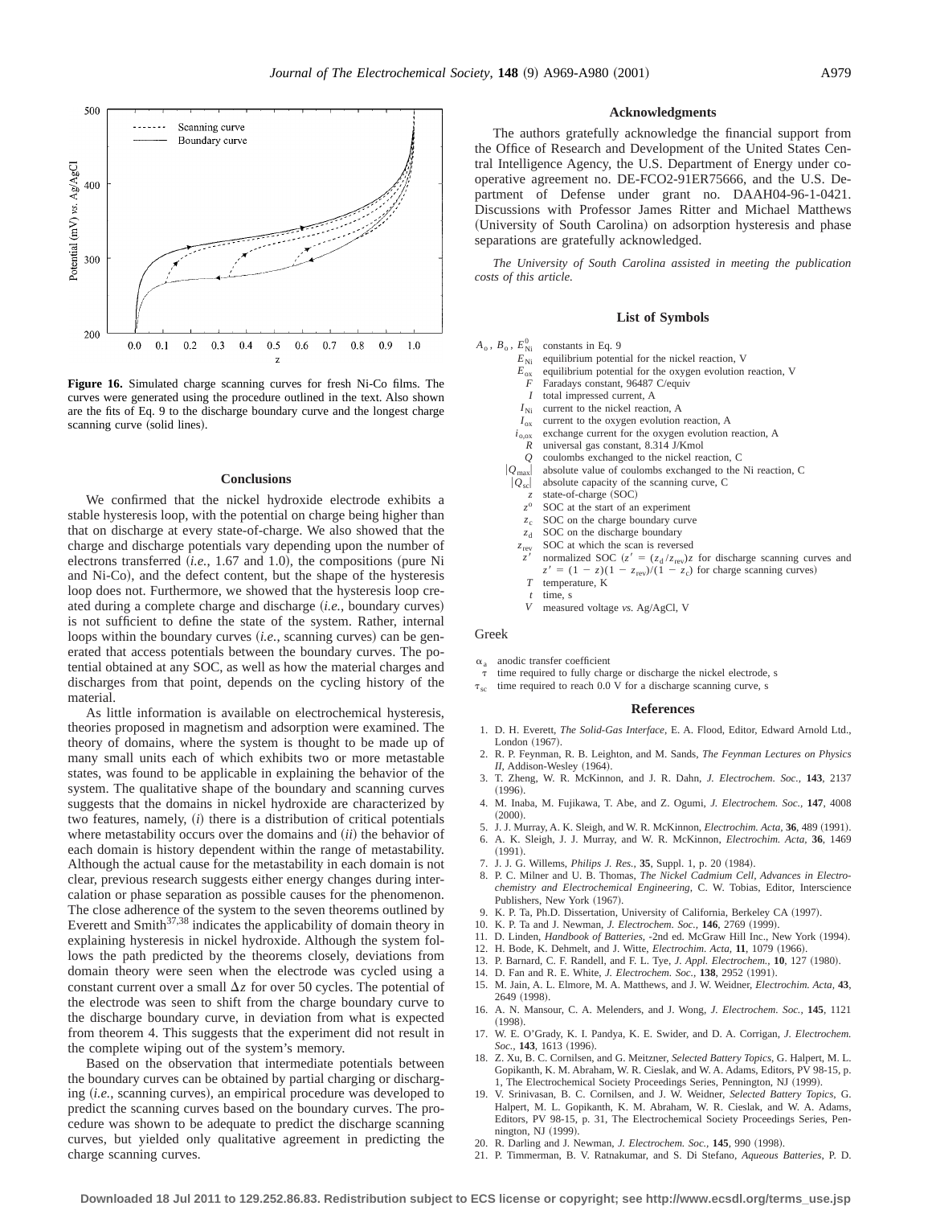**Figure 16.** Simulated charge scanning curves for fresh Ni-Co films. The curves were generated using the procedure outlined in the text. Also shown are the fits of Eq. 9 to the discharge boundary curve and the longest charge scanning curve (solid lines).

## Conclusions

We confirmed that the nickel hydroxide electrode exhibits a stable hysteresis loop, with the potential on charge being higher than that on discharge at every state-of-charge. We also showed that the charge and discharge potentials vary depending upon the number of electrons transferred (*i.e.*, 1.67 and 1.0), the compositions (pure Ni and Ni-Co), and the defect content, but the shape of the hysteresis loop does not. Furthermore, we showed that the hysteresis loop created during a complete charge and discharge (*i.e.*, boundary curves) is not sufficient to define the state of the system. Rather, internal loops within the boundary curves (*i.e.*, scanning curves) can be generated that access potentials between the boundary curves. The potential obtained at any SOC, as well as how the material charges and discharges from that point, depends on the cycling history of the material.

As little information is available on electrochemical hysteresis, theories proposed in magnetism and adsorption were examined. The theory of domains, where the system is thought to be made up of many small units each of which exhibits two or more metastable states, was found to be applicable in explaining the behavior of the system. The qualitative shape of the boundary and scanning curves suggests that the domains in nickel hydroxide are characterized by two features, namely, (*i*) there is a distribution of critical potentials where metastability occurs over the domains and (*ii*) the behavior of each domain is history dependent within the range of metastability. Although the actual cause for the metastability in each domain is not clear, previous research suggests either energy changes during intercalation or phase separation as possible causes for the phenomenon. The close adherence of the system to the seven theorems outlined by Everett and Smith[37,38] indicates the applicability of domain theory in explaining hysteresis in nickel hydroxide. Although the system follows the path predicted by the theorems closely, deviations from domain theory were seen when the electrode was cycled using a constant current over a small $\Delta z$ for over 50 cycles. The potential of the electrode was seen to shift from the charge boundary curve to the discharge boundary curve, in deviation from what is expected from theorem 4. This suggests that the experiment did not result in the complete wiping out of the system's memory.

Based on the observation that intermediate potentials between the boundary curves can be obtained by partial charging or discharging (*i.e.*, scanning curves), an empirical procedure was developed to predict the scanning curves based on the boundary curves. The procedure was shown to be adequate to predict the discharge scanning curves, but yielded only qualitative agreement in predicting the charge scanning curves.

## Acknowledgments

The authors gratefully acknowledge the financial support from the Office of Research and Development of the United States Central Intelligence Agency, the U.S. Department of Energy under cooperative agreement no. DE-FCO2-91ER75666, and the U.S. Department of Defense under grant no. DAAH04-96-1-0421. Discussions with Professor James Ritter and Michael Matthews (University of South Carolina) on adsorption hysteresis and phase separations are gratefully acknowledged.

*The University of South Carolina assisted in meeting the publication costs of this article.*

## List of Symbols

- $A_o$, $B_o$, $E^0_{Ni}$ constants in Eq. 9
- $E_{Ni}$ equilibrium potential for the nickel reaction, V
- $E_{ox}$ equilibrium potential for the oxygen evolution reaction, V
- $F$ Faradays constant, 96487 C/equiv
- $I$ total impressed current, A
- $I_{Ni}$ current to the nickel reaction, A
- $I_{ox}$ current to the oxygen evolution reaction, A
- $i_{o,ox}$ exchange current for the oxygen evolution reaction, A
- $R$ universal gas constant, 8.314 J/Kmol
- $Q$ coulombs exchanged to the nickel reaction, C
- $|Q_{max}|$ absolute value of coulombs exchanged to the Ni reaction, C
- $|Q_{sc}|$ absolute capacity of the scanning curve, C
- $z$ state-of-charge (SOC)
- $z^o$ SOC at the start of an experiment
- $z_c$ SOC on the charge boundary curve
- $z_d$ SOC on the discharge boundary
- $z_{rev}$ SOC at which the scan is reversed
- $z'$ normalized SOC ($z' = (z_d/z_{rev})z$ for discharge scanning curves and $z' = (1 - z)(1 - z_{rev})/(1 - z_c)$ for charge scanning curves)
- $T$ temperature, K
- $t$ time, s
- $V$ measured voltage *vs.* Ag/AgCl, V

### Greek

- $\alpha_a$ anodic transfer coefficient
- $\tau$ time required to fully charge or discharge the nickel electrode, s
- $\tau_{sc}$ time required to reach 0.0 V for a discharge scanning curve, s

## References

1. D. H. Everett, *The Solid-Gas Interface*, E. A. Flood, Editor, Edward Arnold Ltd., London (1967).
2. R. P. Feynman, R. B. Leighton, and M. Sands, *The Feynman Lectures on Physics II*, Addison-Wesley (1964).
3. T. Zheng, W. R. McKinnon, and J. R. Dahn, *J. Electrochem. Soc.*, **143**, 2137 (1996).
4. M. Inaba, M. Fujikawa, T. Abe, and Z. Ogumi, *J. Electrochem. Soc.*, **147**, 4008 (2000).
5. J. J. Murray, A. K. Sleigh, and W. R. McKinnon, *Electrochim. Acta*, **36**, 489 (1991).
6. A. K. Sleigh, J. J. Murray, and W. R. McKinnon, *Electrochim. Acta*, **36**, 1469 (1991).
7. J. J. G. Willems, *Philips J. Res.*, **35**, Suppl. 1, p. 20 (1984).
8. P. C. Milner and U. B. Thomas, *The Nickel Cadmium Cell, Advances in Electrochemistry and Electrochemical Engineering*, C. W. Tobias, Editor, Interscience Publishers, New York (1967).
9. K. P. Ta, Ph.D. Dissertation, University of California, Berkeley CA (1997).
10. K. P. Ta and J. Newman, *J. Electrochem. Soc.*, **146**, 2769 (1999).
11. D. Linden, *Handbook of Batteries*, -2nd ed. McGraw Hill Inc., New York (1994).
12. H. Bode, K. Dehmelt, and J. Witte, *Electrochim. Acta*, **11**, 1079 (1966).
13. P. Barnard, C. F. Randell, and F. L. Tye, *J. Appl. Electrochem.*, **10**, 127 (1980).
14. D. Fan and R. E. White, *J. Electrochem. Soc.*, **138**, 2952 (1991).
15. M. Jain, A. L. Elmore, M. A. Matthews, and J. W. Weidner, *Electrochim. Acta*, **43**, 2649 (1998).
16. A. N. Mansour, C. A. Melenders, and J. Wong, *J. Electrochem. Soc.*, **145**, 1121 (1998).
17. W. E. O'Grady, K. I. Pandya, K. E. Swider, and D. A. Corrigan, *J. Electrochem. Soc.*, **143**, 1613 (1996).
18. Z. Xu, B. C. Cornilsen, and G. Meitzner, *Selected Battery Topics*, G. Halpert, M. L. Gopikanth, K. M. Abraham, W. R. Cieslak, and W. A. Adams, Editors, PV 98-15, p. 1, The Electrochemical Society Proceedings Series, Pennington, NJ (1999).
19. V. Srinivasan, B. C. Cornilsen, and J. W. Weidner, *Selected Battery Topics*, G. Halpert, M. L. Gopikanth, K. M. Abraham, W. R. Cieslak, and W. A. Adams, Editors, PV 98-15, p. 31, The Electrochemical Society Proceedings Series, Pennington, NJ (1999).
20. R. Darling and J. Newman, *J. Electrochem. Soc.*, **145**, 990 (1998).
21. P. Timmerman, B. V. Ratnakumar, and S. Di Stefano, *Aqueous Batteries*, P. D.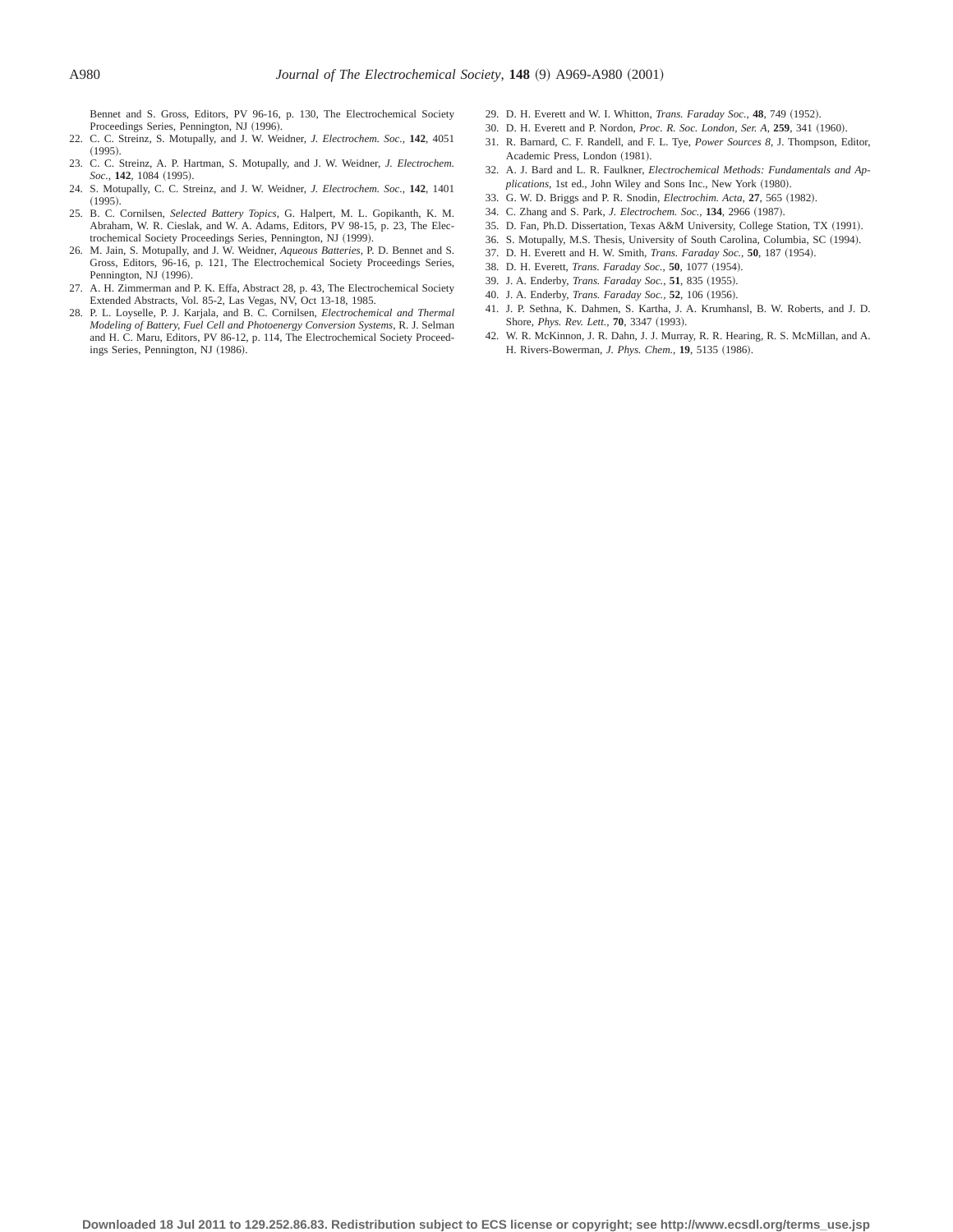Bennet and S. Gross, Editors, PV 96-16, p. 130, The Electrochemical Society Proceedings Series, Pennington, NJ (1996).

22. C. C. Streinz, S. Motupally, and J. W. Weidner, *J. Electrochem. Soc.*, **142**, 4051 (1995).
23. C. C. Streinz, A. P. Hartman, S. Motupally, and J. W. Weidner, *J. Electrochem. Soc.*, **142**, 1084 (1995).
24. S. Motupally, C. C. Streinz, and J. W. Weidner, *J. Electrochem. Soc.*, **142**, 1401 (1995).
25. B. C. Cornilsen, *Selected Battery Topics*, G. Halpert, M. L. Gopikanth, K. M. Abraham, W. R. Cieslak, and W. A. Adams, Editors, PV 98-15, p. 23, The Electrochemical Society Proceedings Series, Pennington, NJ (1999).
26. M. Jain, S. Motupally, and J. W. Weidner, *Aqueous Batteries*, P. D. Bennet and S. Gross, Editors, 96-16, p. 121, The Electrochemical Society Proceedings Series, Pennington, NJ (1996).
27. A. H. Zimmerman and P. K. Effa, Abstract 28, p. 43, The Electrochemical Society Extended Abstracts, Vol. 85-2, Las Vegas, NV, Oct 13-18, 1985.
28. P. L. Loyselle, P. J. Karjala, and B. C. Cornilsen, *Electrochemical and Thermal Modeling of Battery, Fuel Cell and Photoenergy Conversion Systems*, R. J. Selman and H. C. Maru, Editors, PV 86-12, p. 114, The Electrochemical Society Proceedings Series, Pennington, NJ (1986).
29. D. H. Everett and W. I. Whitton, *Trans. Faraday Soc.*, **48**, 749 (1952).
30. D. H. Everett and P. Nordon, *Proc. R. Soc. London, Ser. A*, **259**, 341 (1960).
31. R. Barnard, C. F. Randell, and F. L. Tye, *Power Sources 8*, J. Thompson, Editor, Academic Press, London (1981).
32. A. J. Bard and L. R. Faulkner, *Electrochemical Methods: Fundamentals and Applications*, 1st ed., John Wiley and Sons Inc., New York (1980).
33. G. W. D. Briggs and P. R. Snodin, *Electrochim. Acta*, **27**, 565 (1982).
34. C. Zhang and S. Park, *J. Electrochem. Soc.*, **134**, 2966 (1987).
35. D. Fan, Ph.D. Dissertation, Texas A&M University, College Station, TX (1991).
36. S. Motupally, M.S. Thesis, University of South Carolina, Columbia, SC (1994).
37. D. H. Everett and H. W. Smith, *Trans. Faraday Soc.*, **50**, 187 (1954).
38. D. H. Everett, *Trans. Faraday Soc.*, **50**, 1077 (1954).
39. J. A. Enderby, *Trans. Faraday Soc.*, **51**, 835 (1955).
40. J. A. Enderby, *Trans. Faraday Soc.*, **52**, 106 (1956).
41. J. P. Sethna, K. Dahmen, S. Kartha, J. A. Krumhansl, B. W. Roberts, and J. D. Shore, *Phys. Rev. Lett.*, **70**, 3347 (1993).
42. W. R. McKinnon, J. R. Dahn, J. J. Murray, R. R. Hearing, R. S. McMillan, and A. H. Rivers-Bowerman, *J. Phys. Chem.*, **19**, 5135 (1986).